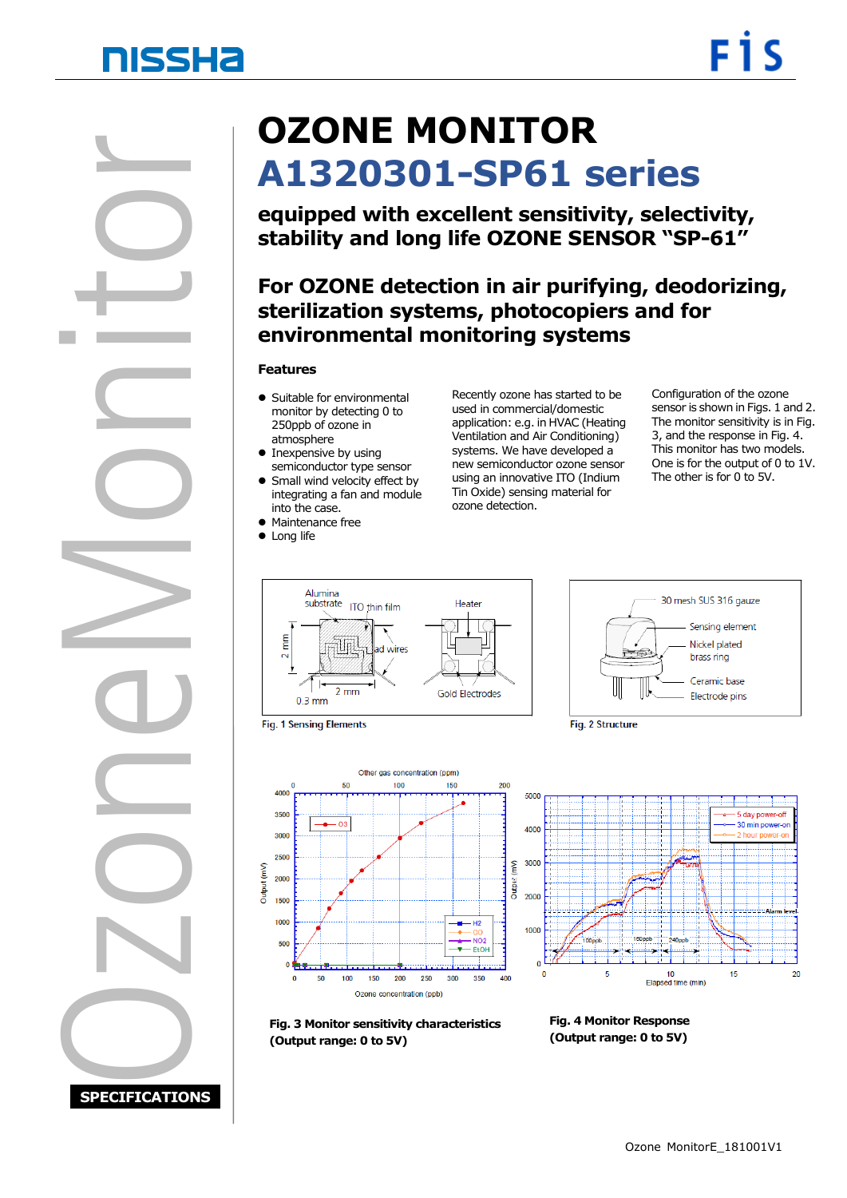# OZONE MONITOR
# A1320301-SP61 series

## equipped with excellent sensitivity, selectivity, stability and long life OZONE SENSOR "SP-61"

## For OZONE detection in air purifying, deodorizing, sterilization systems, photocopiers and for environmental monitoring systems

### Features

- Suitable for environmental monitor by detecting 0 to 250ppb of ozone in atmosphere
- Inexpensive by using semiconductor type sensor
- Small wind velocity effect by integrating a fan and module into the case.
- Maintenance free
- Long life

Recently ozone has started to be used in commercial/domestic application: e.g. in HVAC (Heating Ventilation and Air Conditioning) systems. We have developed a new semiconductor ozone sensor using an innovative ITO (Indium Tin Oxide) sensing material for ozone detection.

Configuration of the ozone sensor is shown in Figs. 1 and 2. The monitor sensitivity is in Fig. 3, and the response in Fig. 4. This monitor has two models. One is for the output of 0 to 1V. The other is for 0 to 5V.

Fig. 1 Sensing Elements

Fig. 2 Structure

**Fig. 3 Monitor sensitivity characteristics (Output range: 0 to 5V)**

**Fig. 4 Monitor Response (Output range: 0 to 5V)**

SPECIFICATIONS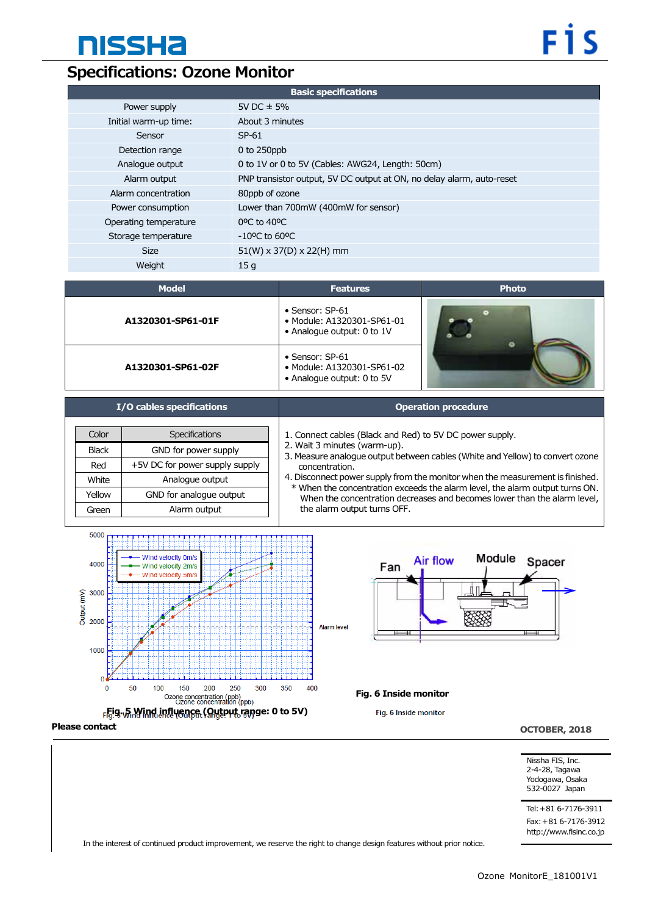NISSHA

FIS

# Specifications: Ozone Monitor

| Basic specifications | |
|---|---|
| Power supply | 5V DC ± 5% |
| Initial warm-up time: | About 3 minutes |
| Sensor | SP-61 |
| Detection range | 0 to 250ppb |
| Analogue output | 0 to 1V or 0 to 5V (Cables: AWG24, Length: 50cm) |
| Alarm output | PNP transistor output, 5V DC output at ON, no delay alarm, auto-reset |
| Alarm concentration | 80ppb of ozone |
| Power consumption | Lower than 700mW (400mW for sensor) |
| Operating temperature | 0ºC to 40ºC |
| Storage temperature | -10ºC to 60ºC |
| Size | 51(W) x 37(D) x 22(H) mm |
| Weight | 15 g |

| Model | Features | Photo |
|---|---|---|
| **A1320301-SP61-01F** | • Sensor: SP-61<br>• Module: A1320301-SP61-01<br>• Analogue output: 0 to 1V | |
| **A1320301-SP61-02F** | • Sensor: SP-61<br>• Module: A1320301-SP61-02<br>• Analogue output: 0 to 5V | |

## I/O cables specifications

| Color | Specifications |
|---|---|
| Black | GND for power supply |
| Red | +5V DC for power supply supply |
| White | Analogue output |
| Yellow | GND for analogue output |
| Green | Alarm output |

## Operation procedure

1. Connect cables (Black and Red) to 5V DC power supply.
2. Wait 3 minutes (warm-up).
3. Measure analogue output between cables (White and Yellow) to convert ozone concentration.
4. Disconnect power supply from the monitor when the measurement is finished.
   * When the concentration exceeds the alarm level, the alarm output turns ON. When the concentration decreases and becomes lower than the alarm level, the alarm output turns OFF.

Output (mV)
5000
4000
3000
2000
1000
0
0 50 100 150 200 250 300 350 400
Ozone concentration (ppb)
Wind velocity 0m/s
Wind velocity 2m/s
Wind velocity 5m/s
Alarm level

**Fig. 5 Wind influence (Output range: 0 to 5V)**

Fan
Air flow
Module
Spacer

**Fig. 6 Inside monitor**

**Please contact**

**OCTOBER, 2018**

Nissha FIS, Inc.
2-4-28, Tagawa
Yodogawa, Osaka
532-0027 Japan

Tel: +81 6-7176-3911
Fax: +81 6-7176-3912
http://www.fisinc.co.jp

In the interest of continued product improvement, we reserve the right to change design features without prior notice.

Ozone MonitorE_181001V1